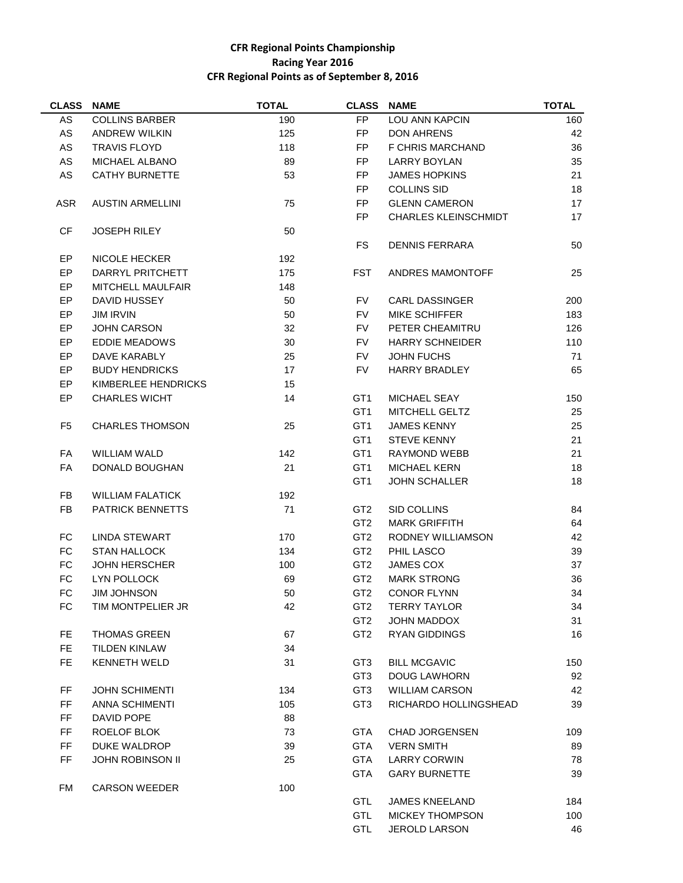**CFR Regional Points Championship**

**Racing Year 2016**

**CFR Regional Points as of September 8, 2016**

| CLASS | NAME | TOTAL |
|---|---|---|
| AS | COLLINS BARBER | 190 |
| AS | ANDREW WILKIN | 125 |
| AS | TRAVIS FLOYD | 118 |
| AS | MICHAEL ALBANO | 89 |
| AS | CATHY BURNETTE | 53 |
| | | |
| ASR | AUSTIN ARMELLINI | 75 |
| | | |
| CF | JOSEPH RILEY | 50 |
| | | |
| EP | NICOLE HECKER | 192 |
| EP | DARRYL PRITCHETT | 175 |
| EP | MITCHELL MAULFAIR | 148 |
| EP | DAVID HUSSEY | 50 |
| EP | JIM IRVIN | 50 |
| EP | JOHN CARSON | 32 |
| EP | EDDIE MEADOWS | 30 |
| EP | DAVE KARABLY | 25 |
| EP | BUDY HENDRICKS | 17 |
| EP | KIMBERLEE HENDRICKS | 15 |
| EP | CHARLES WICHT | 14 |
| | | |
| F5 | CHARLES THOMSON | 25 |
| | | |
| FA | WILLIAM WALD | 142 |
| FA | DONALD BOUGHAN | 21 |
| | | |
| FB | WILLIAM FALATICK | 192 |
| FB | PATRICK BENNETTS | 71 |
| | | |
| FC | LINDA STEWART | 170 |
| FC | STAN HALLOCK | 134 |
| FC | JOHN HERSCHER | 100 |
| FC | LYN POLLOCK | 69 |
| FC | JIM JOHNSON | 50 |
| FC | TIM MONTPELIER JR | 42 |
| | | |
| FE | THOMAS GREEN | 67 |
| FE | TILDEN KINLAW | 34 |
| FE | KENNETH WELD | 31 |
| | | |
| FF | JOHN SCHIMENTI | 134 |
| FF | ANNA SCHIMENTI | 105 |
| FF | DAVID POPE | 88 |
| FF | ROELOF BLOK | 73 |
| FF | DUKE WALDROP | 39 |
| FF | JOHN ROBINSON II | 25 |
| | | |
| FM | CARSON WEEDER | 100 |
| | | |
| FP | LOU ANN KAPCIN | 160 |
| FP | DON AHRENS | 42 |
| FP | F CHRIS MARCHAND | 36 |
| FP | LARRY BOYLAN | 35 |
| FP | JAMES HOPKINS | 21 |
| FP | COLLINS SID | 18 |
| FP | GLENN CAMERON | 17 |
| FP | CHARLES KLEINSCHMIDT | 17 |
| | | |
| FS | DENNIS FERRARA | 50 |
| | | |
| FST | ANDRES MAMONTOFF | 25 |
| | | |
| FV | CARL DASSINGER | 200 |
| FV | MIKE SCHIFFER | 183 |
| FV | PETER CHEAMITRU | 126 |
| FV | HARRY SCHNEIDER | 110 |
| FV | JOHN FUCHS | 71 |
| FV | HARRY BRADLEY | 65 |
| | | |
| GT1 | MICHAEL SEAY | 150 |
| GT1 | MITCHELL GELTZ | 25 |
| GT1 | JAMES KENNY | 25 |
| GT1 | STEVE KENNY | 21 |
| GT1 | RAYMOND WEBB | 21 |
| GT1 | MICHAEL KERN | 18 |
| GT1 | JOHN SCHALLER | 18 |
| | | |
| GT2 | SID COLLINS | 84 |
| GT2 | MARK GRIFFITH | 64 |
| GT2 | RODNEY WILLIAMSON | 42 |
| GT2 | PHIL LASCO | 39 |
| GT2 | JAMES COX | 37 |
| GT2 | MARK STRONG | 36 |
| GT2 | CONOR FLYNN | 34 |
| GT2 | TERRY TAYLOR | 34 |
| GT2 | JOHN MADDOX | 31 |
| GT2 | RYAN GIDDINGS | 16 |
| | | |
| GT3 | BILL MCGAVIC | 150 |
| GT3 | DOUG LAWHORN | 92 |
| GT3 | WILLIAM CARSON | 42 |
| GT3 | RICHARDO HOLLINGSHEAD | 39 |
| | | |
| GTA | CHAD JORGENSEN | 109 |
| GTA | VERN SMITH | 89 |
| GTA | LARRY CORWIN | 78 |
| GTA | GARY BURNETTE | 39 |
| | | |
| GTL | JAMES KNEELAND | 184 |
| GTL | MICKEY THOMPSON | 100 |
| GTL | JEROLD LARSON | 46 |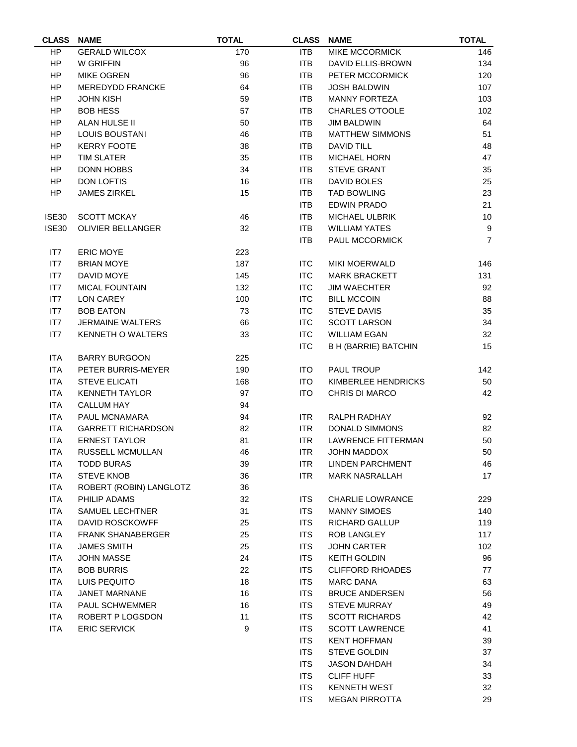| CLASS | NAME | TOTAL |
|---|---|---|
| HP | GERALD WILCOX | 170 |
| HP | W GRIFFIN | 96 |
| HP | MIKE OGREN | 96 |
| HP | MEREDYDD FRANCKE | 64 |
| HP | JOHN KISH | 59 |
| HP | BOB HESS | 57 |
| HP | ALAN HULSE II | 50 |
| HP | LOUIS BOUSTANI | 46 |
| HP | KERRY FOOTE | 38 |
| HP | TIM SLATER | 35 |
| HP | DONN HOBBS | 34 |
| HP | DON LOFTIS | 16 |
| HP | JAMES ZIRKEL | 15 |
| | | |
| ISE30 | SCOTT MCKAY | 46 |
| ISE30 | OLIVIER BELLANGER | 32 |
| | | |
| IT7 | ERIC MOYE | 223 |
| IT7 | BRIAN MOYE | 187 |
| IT7 | DAVID MOYE | 145 |
| IT7 | MICAL FOUNTAIN | 132 |
| IT7 | LON CAREY | 100 |
| IT7 | BOB EATON | 73 |
| IT7 | JERMAINE WALTERS | 66 |
| IT7 | KENNETH O WALTERS | 33 |
| | | |
| ITA | BARRY BURGOON | 225 |
| ITA | PETER BURRIS-MEYER | 190 |
| ITA | STEVE ELICATI | 168 |
| ITA | KENNETH TAYLOR | 97 |
| ITA | CALLUM HAY | 94 |
| ITA | PAUL MCNAMARA | 94 |
| ITA | GARRETT RICHARDSON | 82 |
| ITA | ERNEST TAYLOR | 81 |
| ITA | RUSSELL MCMULLAN | 46 |
| ITA | TODD BURAS | 39 |
| ITA | STEVE KNOB | 36 |
| ITA | ROBERT (ROBIN) LANGLOTZ | 36 |
| ITA | PHILIP ADAMS | 32 |
| ITA | SAMUEL LECHTNER | 31 |
| ITA | DAVID ROSCKOWFF | 25 |
| ITA | FRANK SHANABERGER | 25 |
| ITA | JAMES SMITH | 25 |
| ITA | JOHN MASSE | 24 |
| ITA | BOB BURRIS | 22 |
| ITA | LUIS PEQUITO | 18 |
| ITA | JANET MARNANE | 16 |
| ITA | PAUL SCHWEMMER | 16 |
| ITA | ROBERT P LOGSDON | 11 |
| ITA | ERIC SERVICK | 9 |

| CLASS | NAME | TOTAL |
|---|---|---|
| ITB | MIKE MCCORMICK | 146 |
| ITB | DAVID ELLIS-BROWN | 134 |
| ITB | PETER MCCORMICK | 120 |
| ITB | JOSH BALDWIN | 107 |
| ITB | MANNY FORTEZA | 103 |
| ITB | CHARLES O'TOOLE | 102 |
| ITB | JIM BALDWIN | 64 |
| ITB | MATTHEW SIMMONS | 51 |
| ITB | DAVID TILL | 48 |
| ITB | MICHAEL HORN | 47 |
| ITB | STEVE GRANT | 35 |
| ITB | DAVID BOLES | 25 |
| ITB | TAD BOWLING | 23 |
| ITB | EDWIN PRADO | 21 |
| ITB | MICHAEL ULBRIK | 10 |
| ITB | WILLIAM YATES | 9 |
| ITB | PAUL MCCORMICK | 7 |
| | | |
| ITC | MIKI MOERWALD | 146 |
| ITC | MARK BRACKETT | 131 |
| ITC | JIM WAECHTER | 92 |
| ITC | BILL MCCOIN | 88 |
| ITC | STEVE DAVIS | 35 |
| ITC | SCOTT LARSON | 34 |
| ITC | WILLIAM EGAN | 32 |
| ITC | B H (BARRIE) BATCHIN | 15 |
| | | |
| ITO | PAUL TROUP | 142 |
| ITO | KIMBERLEE HENDRICKS | 50 |
| ITO | CHRIS DI MARCO | 42 |
| | | |
| ITR | RALPH RADHAY | 92 |
| ITR | DONALD SIMMONS | 82 |
| ITR | LAWRENCE FITTERMAN | 50 |
| ITR | JOHN MADDOX | 50 |
| ITR | LINDEN PARCHMENT | 46 |
| ITR | MARK NASRALLAH | 17 |
| | | |
| ITS | CHARLIE LOWRANCE | 229 |
| ITS | MANNY SIMOES | 140 |
| ITS | RICHARD GALLUP | 119 |
| ITS | ROB LANGLEY | 117 |
| ITS | JOHN CARTER | 102 |
| ITS | KEITH GOLDIN | 96 |
| ITS | CLIFFORD RHOADES | 77 |
| ITS | MARC DANA | 63 |
| ITS | BRUCE ANDERSEN | 56 |
| ITS | STEVE MURRAY | 49 |
| ITS | SCOTT RICHARDS | 42 |
| ITS | SCOTT LAWRENCE | 41 |
| ITS | KENT HOFFMAN | 39 |
| ITS | STEVE GOLDIN | 37 |
| ITS | JASON DAHDAH | 34 |
| ITS | CLIFF HUFF | 33 |
| ITS | KENNETH WEST | 32 |
| ITS | MEGAN PIRROTTA | 29 |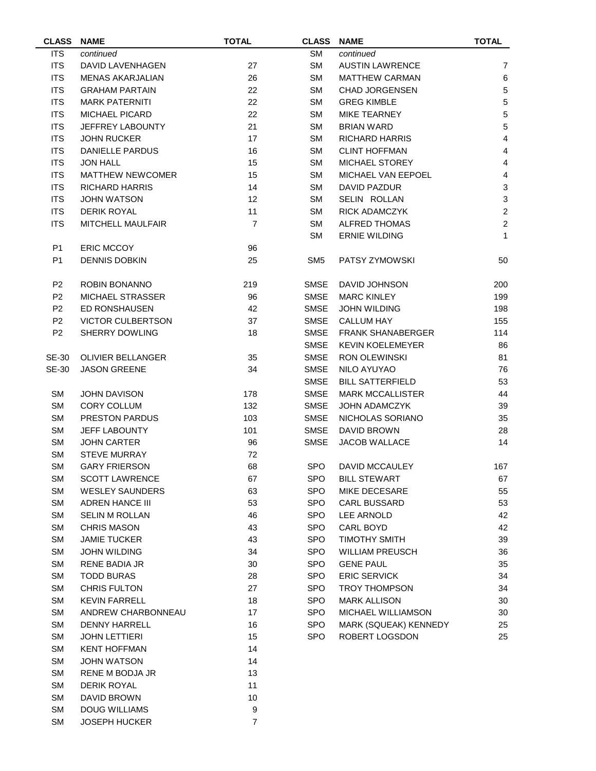| CLASS | NAME | TOTAL |
|---|---|---|
| ITS | *continued* | |
| ITS | DAVID LAVENHAGEN | 27 |
| ITS | MENAS AKARJALIAN | 26 |
| ITS | GRAHAM PARTAIN | 22 |
| ITS | MARK PATERNITI | 22 |
| ITS | MICHAEL PICARD | 22 |
| ITS | JEFFREY LABOUNTY | 21 |
| ITS | JOHN RUCKER | 17 |
| ITS | DANIELLE PARDUS | 16 |
| ITS | JON HALL | 15 |
| ITS | MATTHEW NEWCOMER | 15 |
| ITS | RICHARD HARRIS | 14 |
| ITS | JOHN WATSON | 12 |
| ITS | DERIK ROYAL | 11 |
| ITS | MITCHELL MAULFAIR | 7 |
| | | |
| P1 | ERIC MCCOY | 96 |
| P1 | DENNIS DOBKIN | 25 |
| | | |
| P2 | ROBIN BONANNO | 219 |
| P2 | MICHAEL STRASSER | 96 |
| P2 | ED RONSHAUSEN | 42 |
| P2 | VICTOR CULBERTSON | 37 |
| P2 | SHERRY DOWLING | 18 |
| | | |
| SE-30 | OLIVIER BELLANGER | 35 |
| SE-30 | JASON GREENE | 34 |
| | | |
| SM | JOHN DAVISON | 178 |
| SM | CORY COLLUM | 132 |
| SM | PRESTON PARDUS | 103 |
| SM | JEFF LABOUNTY | 101 |
| SM | JOHN CARTER | 96 |
| SM | STEVE MURRAY | 72 |
| SM | GARY FRIERSON | 68 |
| SM | SCOTT LAWRENCE | 67 |
| SM | WESLEY SAUNDERS | 63 |
| SM | ADREN HANCE III | 53 |
| SM | SELIN M ROLLAN | 46 |
| SM | CHRIS MASON | 43 |
| SM | JAMIE TUCKER | 43 |
| SM | JOHN WILDING | 34 |
| SM | RENE BADIA JR | 30 |
| SM | TODD BURAS | 28 |
| SM | CHRIS FULTON | 27 |
| SM | KEVIN FARRELL | 18 |
| SM | ANDREW CHARBONNEAU | 17 |
| SM | DENNY HARRELL | 16 |
| SM | JOHN LETTIERI | 15 |
| SM | KENT HOFFMAN | 14 |
| SM | JOHN WATSON | 14 |
| SM | RENE M BODJA JR | 13 |
| SM | DERIK ROYAL | 11 |
| SM | DAVID BROWN | 10 |
| SM | DOUG WILLIAMS | 9 |
| SM | JOSEPH HUCKER | 7 |

| CLASS | NAME | TOTAL |
|---|---|---|
| SM | *continued* | |
| SM | AUSTIN LAWRENCE | 7 |
| SM | MATTHEW CARMAN | 6 |
| SM | CHAD JORGENSEN | 5 |
| SM | GREG KIMBLE | 5 |
| SM | MIKE TEARNEY | 5 |
| SM | BRIAN WARD | 5 |
| SM | RICHARD HARRIS | 4 |
| SM | CLINT HOFFMAN | 4 |
| SM | MICHAEL STOREY | 4 |
| SM | MICHAEL VAN EEPOEL | 4 |
| SM | DAVID PAZDUR | 3 |
| SM | SELIN ROLLAN | 3 |
| SM | RICK ADAMCZYK | 2 |
| SM | ALFRED THOMAS | 2 |
| SM | ERNIE WILDING | 1 |
| | | |
| SM5 | PATSY ZYMOWSKI | 50 |
| | | |
| SMSE | DAVID JOHNSON | 200 |
| SMSE | MARC KINLEY | 199 |
| SMSE | JOHN WILDING | 198 |
| SMSE | CALLUM HAY | 155 |
| SMSE | FRANK SHANABERGER | 114 |
| SMSE | KEVIN KOELEMEYER | 86 |
| SMSE | RON OLEWINSKI | 81 |
| SMSE | NILO AYUYAO | 76 |
| SMSE | BILL SATTERFIELD | 53 |
| SMSE | MARK MCCALLISTER | 44 |
| SMSE | JOHN ADAMCZYK | 39 |
| SMSE | NICHOLAS SORIANO | 35 |
| SMSE | DAVID BROWN | 28 |
| SMSE | JACOB WALLACE | 14 |
| | | |
| SPO | DAVID MCCAULEY | 167 |
| SPO | BILL STEWART | 67 |
| SPO | MIKE DECESARE | 55 |
| SPO | CARL BUSSARD | 53 |
| SPO | LEE ARNOLD | 42 |
| SPO | CARL BOYD | 42 |
| SPO | TIMOTHY SMITH | 39 |
| SPO | WILLIAM PREUSCH | 36 |
| SPO | GENE PAUL | 35 |
| SPO | ERIC SERVICK | 34 |
| SPO | TROY THOMPSON | 34 |
| SPO | MARK ALLISON | 30 |
| SPO | MICHAEL WILLIAMSON | 30 |
| SPO | MARK (SQUEAK) KENNEDY | 25 |
| SPO | ROBERT LOGSDON | 25 |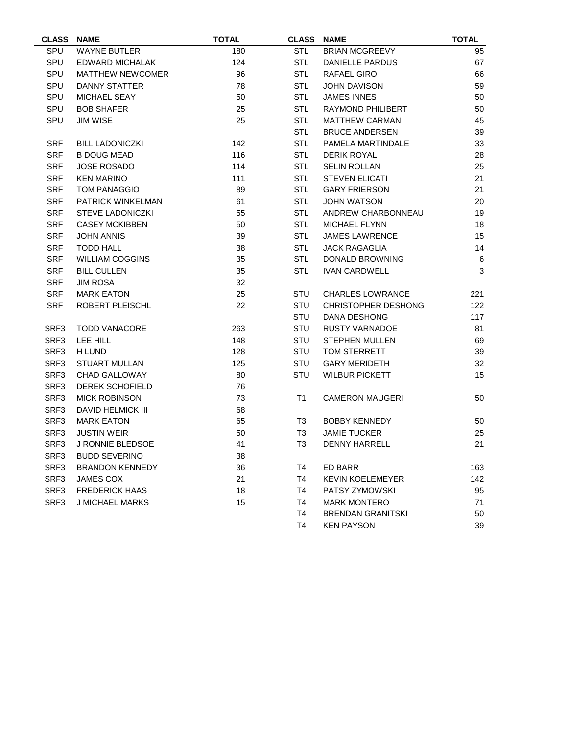| CLASS | NAME | TOTAL |
|---|---|---|
| SPU | WAYNE BUTLER | 180 |
| SPU | EDWARD MICHALAK | 124 |
| SPU | MATTHEW NEWCOMER | 96 |
| SPU | DANNY STATTER | 78 |
| SPU | MICHAEL SEAY | 50 |
| SPU | BOB SHAFER | 25 |
| SPU | JIM WISE | 25 |
| | | |
| SRF | BILL LADONICZKI | 142 |
| SRF | B DOUG MEAD | 116 |
| SRF | JOSE ROSADO | 114 |
| SRF | KEN MARINO | 111 |
| SRF | TOM PANAGGIO | 89 |
| SRF | PATRICK WINKELMAN | 61 |
| SRF | STEVE LADONICZKI | 55 |
| SRF | CASEY MCKIBBEN | 50 |
| SRF | JOHN ANNIS | 39 |
| SRF | TODD HALL | 38 |
| SRF | WILLIAM COGGINS | 35 |
| SRF | BILL CULLEN | 35 |
| SRF | JIM ROSA | 32 |
| SRF | MARK EATON | 25 |
| SRF | ROBERT PLEISCHL | 22 |
| | | |
| SRF3 | TODD VANACORE | 263 |
| SRF3 | LEE HILL | 148 |
| SRF3 | H LUND | 128 |
| SRF3 | STUART MULLAN | 125 |
| SRF3 | CHAD GALLOWAY | 80 |
| SRF3 | DEREK SCHOFIELD | 76 |
| SRF3 | MICK ROBINSON | 73 |
| SRF3 | DAVID HELMICK III | 68 |
| SRF3 | MARK EATON | 65 |
| SRF3 | JUSTIN WEIR | 50 |
| SRF3 | J RONNIE BLEDSOE | 41 |
| SRF3 | BUDD SEVERINO | 38 |
| SRF3 | BRANDON KENNEDY | 36 |
| SRF3 | JAMES COX | 21 |
| SRF3 | FREDERICK HAAS | 18 |
| SRF3 | J MICHAEL MARKS | 15 |

| CLASS | NAME | TOTAL |
|---|---|---|
| STL | BRIAN MCGREEVY | 95 |
| STL | DANIELLE PARDUS | 67 |
| STL | RAFAEL GIRO | 66 |
| STL | JOHN DAVISON | 59 |
| STL | JAMES INNES | 50 |
| STL | RAYMOND PHILIBERT | 50 |
| STL | MATTHEW CARMAN | 45 |
| STL | BRUCE ANDERSEN | 39 |
| STL | PAMELA MARTINDALE | 33 |
| STL | DERIK ROYAL | 28 |
| STL | SELIN ROLLAN | 25 |
| STL | STEVEN ELICATI | 21 |
| STL | GARY FRIERSON | 21 |
| STL | JOHN WATSON | 20 |
| STL | ANDREW CHARBONNEAU | 19 |
| STL | MICHAEL FLYNN | 18 |
| STL | JAMES LAWRENCE | 15 |
| STL | JACK RAGAGLIA | 14 |
| STL | DONALD BROWNING | 6 |
| STL | IVAN CARDWELL | 3 |
| | | |
| STU | CHARLES LOWRANCE | 221 |
| STU | CHRISTOPHER DESHONG | 122 |
| STU | DANA DESHONG | 117 |
| STU | RUSTY VARNADOE | 81 |
| STU | STEPHEN MULLEN | 69 |
| STU | TOM STERRETT | 39 |
| STU | GARY MERIDETH | 32 |
| STU | WILBUR PICKETT | 15 |
| | | |
| T1 | CAMERON MAUGERI | 50 |
| | | |
| T3 | BOBBY KENNEDY | 50 |
| T3 | JAMIE TUCKER | 25 |
| T3 | DENNY HARRELL | 21 |
| | | |
| T4 | ED BARR | 163 |
| T4 | KEVIN KOELEMEYER | 142 |
| T4 | PATSY ZYMOWSKI | 95 |
| T4 | MARK MONTERO | 71 |
| T4 | BRENDAN GRANITSKI | 50 |
| T4 | KEN PAYSON | 39 |